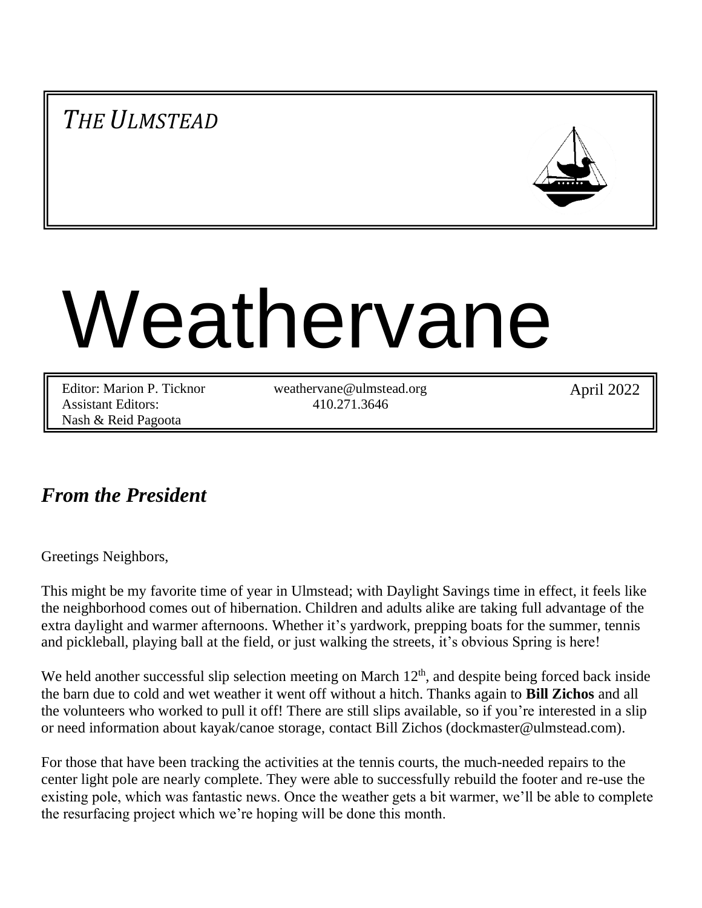*THE ULMSTEAD*

# Weathervane

Editor: Marion P. Ticknor
Assistant Editors:
Nash & Reid Pagoota

weathervane@ulmstead.org
410.271.3646

April 2022

## *From the President*

Greetings Neighbors,

This might be my favorite time of year in Ulmstead; with Daylight Savings time in effect, it feels like the neighborhood comes out of hibernation. Children and adults alike are taking full advantage of the extra daylight and warmer afternoons. Whether it's yardwork, prepping boats for the summer, tennis and pickleball, playing ball at the field, or just walking the streets, it's obvious Spring is here!

We held another successful slip selection meeting on March 12th, and despite being forced back inside the barn due to cold and wet weather it went off without a hitch. Thanks again to **Bill Zichos** and all the volunteers who worked to pull it off! There are still slips available, so if you're interested in a slip or need information about kayak/canoe storage, contact Bill Zichos (dockmaster@ulmstead.com).

For those that have been tracking the activities at the tennis courts, the much-needed repairs to the center light pole are nearly complete. They were able to successfully rebuild the footer and re-use the existing pole, which was fantastic news. Once the weather gets a bit warmer, we'll be able to complete the resurfacing project which we're hoping will be done this month.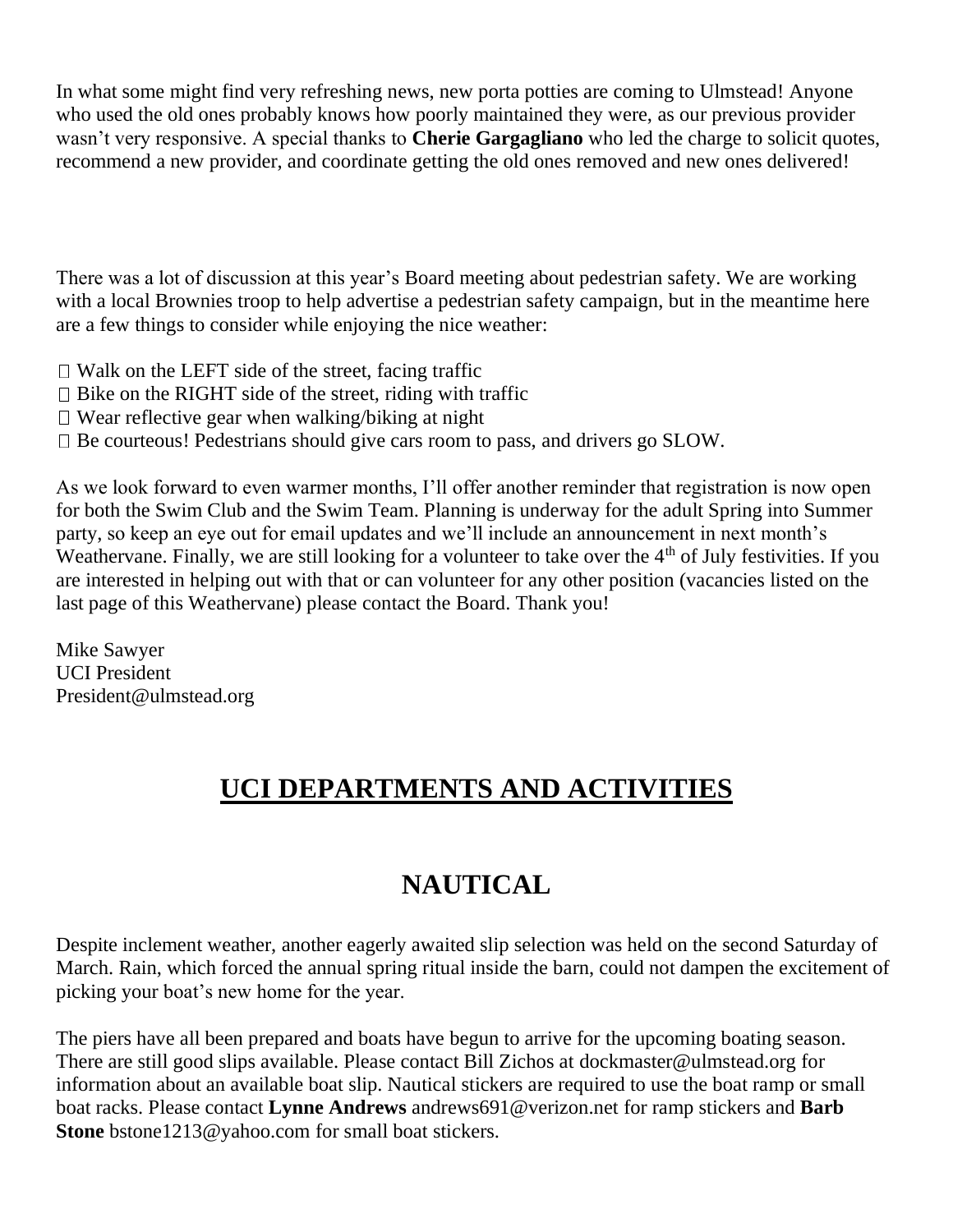In what some might find very refreshing news, new porta potties are coming to Ulmstead! Anyone who used the old ones probably knows how poorly maintained they were, as our previous provider wasn't very responsive. A special thanks to **Cherie Gargagliano** who led the charge to solicit quotes, recommend a new provider, and coordinate getting the old ones removed and new ones delivered!

There was a lot of discussion at this year's Board meeting about pedestrian safety. We are working with a local Brownies troop to help advertise a pedestrian safety campaign, but in the meantime here are a few things to consider while enjoying the nice weather:

- Walk on the LEFT side of the street, facing traffic
- Bike on the RIGHT side of the street, riding with traffic
- Wear reflective gear when walking/biking at night
- Be courteous! Pedestrians should give cars room to pass, and drivers go SLOW.

As we look forward to even warmer months, I'll offer another reminder that registration is now open for both the Swim Club and the Swim Team. Planning is underway for the adult Spring into Summer party, so keep an eye out for email updates and we'll include an announcement in next month's Weathervane. Finally, we are still looking for a volunteer to take over the 4th of July festivities. If you are interested in helping out with that or can volunteer for any other position (vacancies listed on the last page of this Weathervane) please contact the Board. Thank you!

Mike Sawyer
UCI President
President@ulmstead.org

# UCI DEPARTMENTS AND ACTIVITIES

## NAUTICAL

Despite inclement weather, another eagerly awaited slip selection was held on the second Saturday of March. Rain, which forced the annual spring ritual inside the barn, could not dampen the excitement of picking your boat's new home for the year.

The piers have all been prepared and boats have begun to arrive for the upcoming boating season. There are still good slips available. Please contact Bill Zichos at dockmaster@ulmstead.org for information about an available boat slip. Nautical stickers are required to use the boat ramp or small boat racks. Please contact **Lynne Andrews** andrews691@verizon.net for ramp stickers and **Barb Stone** bstone1213@yahoo.com for small boat stickers.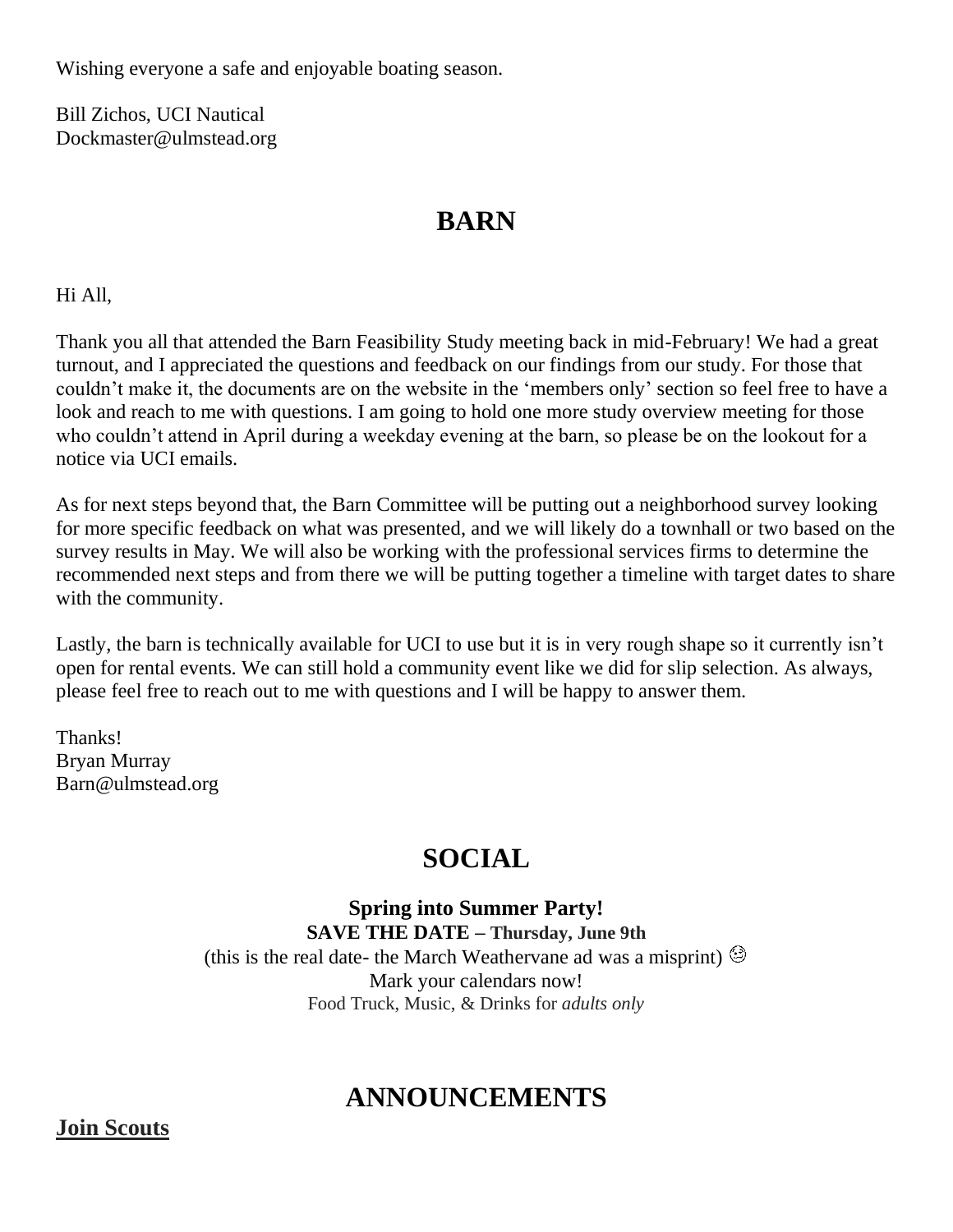Wishing everyone a safe and enjoyable boating season.

Bill Zichos, UCI Nautical
Dockmaster@ulmstead.org

## BARN

Hi All,

Thank you all that attended the Barn Feasibility Study meeting back in mid-February! We had a great turnout, and I appreciated the questions and feedback on our findings from our study. For those that couldn't make it, the documents are on the website in the 'members only' section so feel free to have a look and reach to me with questions. I am going to hold one more study overview meeting for those who couldn't attend in April during a weekday evening at the barn, so please be on the lookout for a notice via UCI emails.

As for next steps beyond that, the Barn Committee will be putting out a neighborhood survey looking for more specific feedback on what was presented, and we will likely do a townhall or two based on the survey results in May. We will also be working with the professional services firms to determine the recommended next steps and from there we will be putting together a timeline with target dates to share with the community.

Lastly, the barn is technically available for UCI to use but it is in very rough shape so it currently isn't open for rental events. We can still hold a community event like we did for slip selection. As always, please feel free to reach out to me with questions and I will be happy to answer them.

Thanks!
Bryan Murray
Barn@ulmstead.org

## SOCIAL

**Spring into Summer Party!**

**SAVE THE DATE – Thursday, June 9th**

(this is the real date- the March Weathervane ad was a misprint) 😉

Mark your calendars now!

Food Truck, Music, & Drinks for *adults only*

## ANNOUNCEMENTS

**Join Scouts**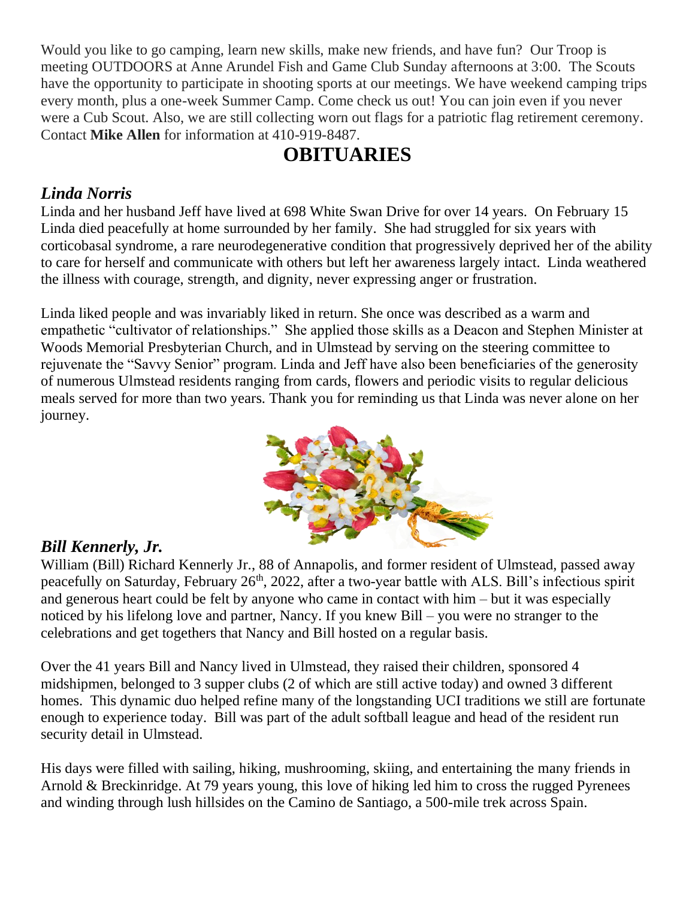Would you like to go camping, learn new skills, make new friends, and have fun? Our Troop is meeting OUTDOORS at Anne Arundel Fish and Game Club Sunday afternoons at 3:00. The Scouts have the opportunity to participate in shooting sports at our meetings. We have weekend camping trips every month, plus a one-week Summer Camp. Come check us out! You can join even if you never were a Cub Scout. Also, we are still collecting worn out flags for a patriotic flag retirement ceremony. Contact **Mike Allen** for information at 410-919-8487.

# OBITUARIES

## *Linda Norris*

Linda and her husband Jeff have lived at 698 White Swan Drive for over 14 years. On February 15 Linda died peacefully at home surrounded by her family. She had struggled for six years with corticobasal syndrome, a rare neurodegenerative condition that progressively deprived her of the ability to care for herself and communicate with others but left her awareness largely intact. Linda weathered the illness with courage, strength, and dignity, never expressing anger or frustration.

Linda liked people and was invariably liked in return. She once was described as a warm and empathetic "cultivator of relationships." She applied those skills as a Deacon and Stephen Minister at Woods Memorial Presbyterian Church, and in Ulmstead by serving on the steering committee to rejuvenate the "Savvy Senior" program. Linda and Jeff have also been beneficiaries of the generosity of numerous Ulmstead residents ranging from cards, flowers and periodic visits to regular delicious meals served for more than two years. Thank you for reminding us that Linda was never alone on her journey.

## *Bill Kennerly, Jr.*

William (Bill) Richard Kennerly Jr., 88 of Annapolis, and former resident of Ulmstead, passed away peacefully on Saturday, February 26th, 2022, after a two-year battle with ALS. Bill's infectious spirit and generous heart could be felt by anyone who came in contact with him – but it was especially noticed by his lifelong love and partner, Nancy. If you knew Bill – you were no stranger to the celebrations and get togethers that Nancy and Bill hosted on a regular basis.

Over the 41 years Bill and Nancy lived in Ulmstead, they raised their children, sponsored 4 midshipmen, belonged to 3 supper clubs (2 of which are still active today) and owned 3 different homes. This dynamic duo helped refine many of the longstanding UCI traditions we still are fortunate enough to experience today. Bill was part of the adult softball league and head of the resident run security detail in Ulmstead.

His days were filled with sailing, hiking, mushrooming, skiing, and entertaining the many friends in Arnold & Breckinridge. At 79 years young, this love of hiking led him to cross the rugged Pyrenees and winding through lush hillsides on the Camino de Santiago, a 500-mile trek across Spain.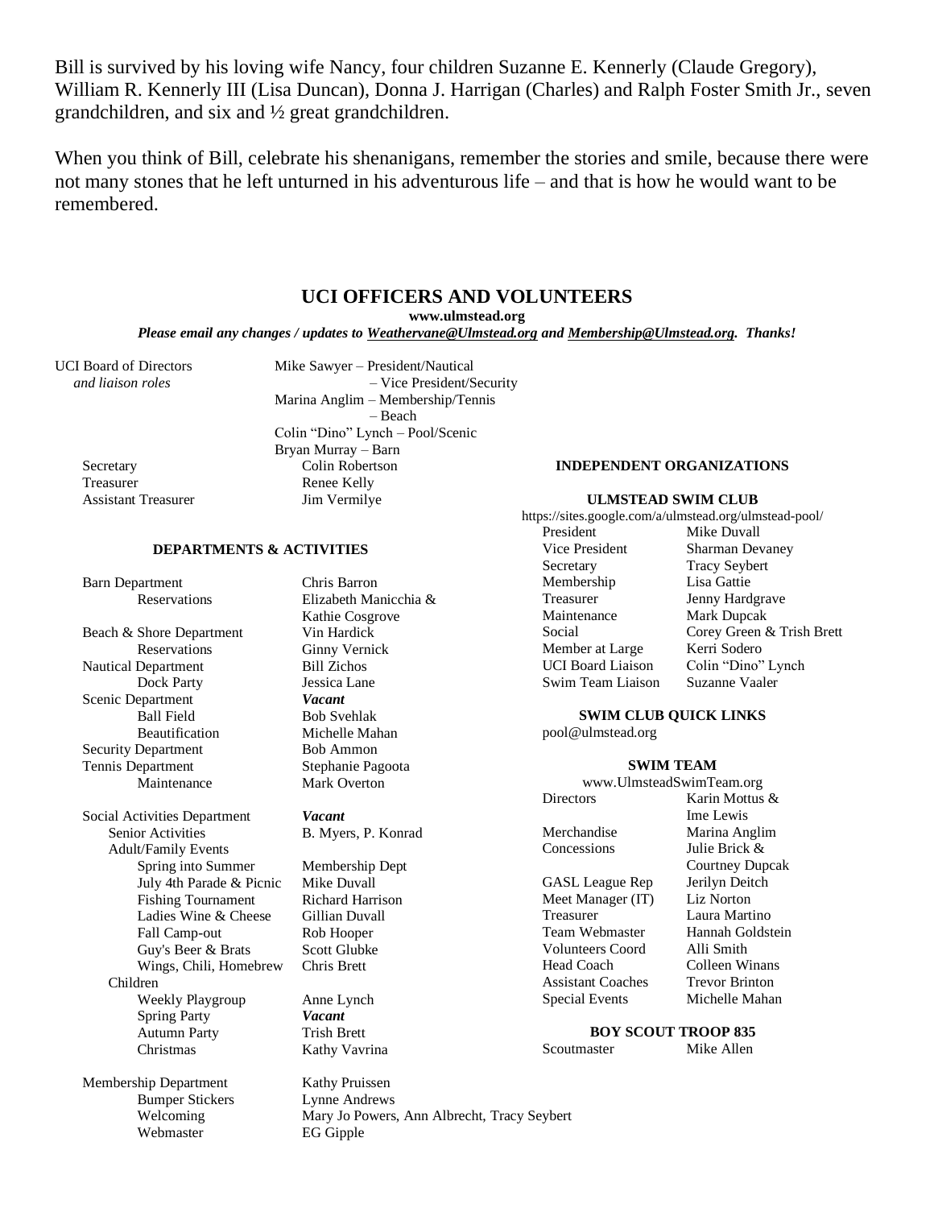Bill is survived by his loving wife Nancy, four children Suzanne E. Kennerly (Claude Gregory), William R. Kennerly III (Lisa Duncan), Donna J. Harrigan (Charles) and Ralph Foster Smith Jr., seven grandchildren, and six and ½ great grandchildren.

When you think of Bill, celebrate his shenanigans, remember the stories and smile, because there were not many stones that he left unturned in his adventurous life – and that is how he would want to be remembered.

## UCI OFFICERS AND VOLUNTEERS

**www.ulmstead.org**

***Please email any changes / updates to Weathervane@Ulmstead.org and Membership@Ulmstead.org. Thanks!***

| | |
|---|---|
| UCI Board of Directors *and liaison roles* | Mike Sawyer – President/Nautical |
| | – Vice President/Security |
| | Marina Anglim – Membership/Tennis |
| | – Beach |
| | Colin "Dino" Lynch – Pool/Scenic |
| | Bryan Murray – Barn |
| Secretary | Colin Robertson |
| Treasurer | Renee Kelly |
| Assistant Treasurer | Jim Vermilye |

### DEPARTMENTS & ACTIVITIES

| | |
|---|---|
| Barn Department | Chris Barron |
| Reservations | Elizabeth Manicchia & Kathie Cosgrove |
| Beach & Shore Department | Vin Hardick |
| Reservations | Ginny Vernick |
| Nautical Department | Bill Zichos |
| Dock Party | Jessica Lane |
| Scenic Department | ***Vacant*** |
| Ball Field | Bob Svehlak |
| Beautification | Michelle Mahan |
| Security Department | Bob Ammon |
| Tennis Department | Stephanie Pagoota |
| Maintenance | Mark Overton |
| Social Activities Department | ***Vacant*** |
| Senior Activities | B. Myers, P. Konrad |
| Adult/Family Events | |
| Spring into Summer | Membership Dept |
| July 4th Parade & Picnic | Mike Duvall |
| Fishing Tournament | Richard Harrison |
| Ladies Wine & Cheese | Gillian Duvall |
| Fall Camp-out | Rob Hooper |
| Guy's Beer & Brats | Scott Glubke |
| Wings, Chili, Homebrew | Chris Brett |
| Children | |
| Weekly Playgroup | Anne Lynch |
| Spring Party | ***Vacant*** |
| Autumn Party | Trish Brett |
| Christmas | Kathy Vavrina |
| Membership Department | Kathy Pruissen |
| Bumper Stickers | Lynne Andrews |
| Welcoming | Mary Jo Powers, Ann Albrecht, Tracy Seybert |
| Webmaster | EG Gipple |

### INDEPENDENT ORGANIZATIONS

#### ULMSTEAD SWIM CLUB

https://sites.google.com/a/ulmstead.org/ulmstead-pool/

| | |
|---|---|
| President | Mike Duvall |
| Vice President | Sharman Devaney |
| Secretary | Tracy Seybert |
| Membership | Lisa Gattie |
| Treasurer | Jenny Hardgrave |
| Maintenance | Mark Dupcak |
| Social | Corey Green & Trish Brett |
| Member at Large | Kerri Sodero |
| UCI Board Liaison | Colin "Dino" Lynch |
| Swim Team Liaison | Suzanne Vaaler |

#### SWIM CLUB QUICK LINKS

pool@ulmstead.org

#### SWIM TEAM

www.UlmsteadSwimTeam.org

| | |
|---|---|
| Directors | Karin Mottus & Ime Lewis |
| Merchandise | Marina Anglim |
| Concessions | Julie Brick & Courtney Dupcak |
| GASL League Rep | Jerilyn Deitch |
| Meet Manager (IT) | Liz Norton |
| Treasurer | Laura Martino |
| Team Webmaster | Hannah Goldstein |
| Volunteers Coord | Alli Smith |
| Head Coach | Colleen Winans |
| Assistant Coaches | Trevor Brinton |
| Special Events | Michelle Mahan |

#### BOY SCOUT TROOP 835

| | |
|---|---|
| Scoutmaster | Mike Allen |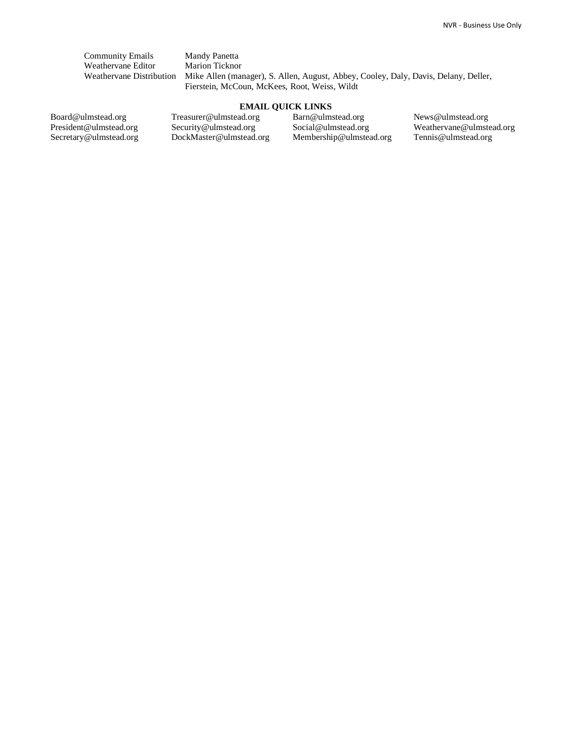| | |
|---|---|
| Community Emails | Mandy Panetta |
| Weathervane Editor | Marion Ticknor |
| Weathervane Distribution | Mike Allen (manager), S. Allen, August, Abbey, Cooley, Daly, Davis, Delany, Deller, Fierstein, McCoun, McKees, Root, Weiss, Wildt |

**EMAIL QUICK LINKS**

| | | | |
|---|---|---|---|
| Board@ulmstead.org | Treasurer@ulmstead.org | Barn@ulmstead.org | News@ulmstead.org |
| President@ulmstead.org | Security@ulmstead.org | Social@ulmstead.org | Weathervane@ulmstead.org |
| Secretary@ulmstead.org | DockMaster@ulmstead.org | Membership@ulmstead.org | Tennis@ulmstead.org |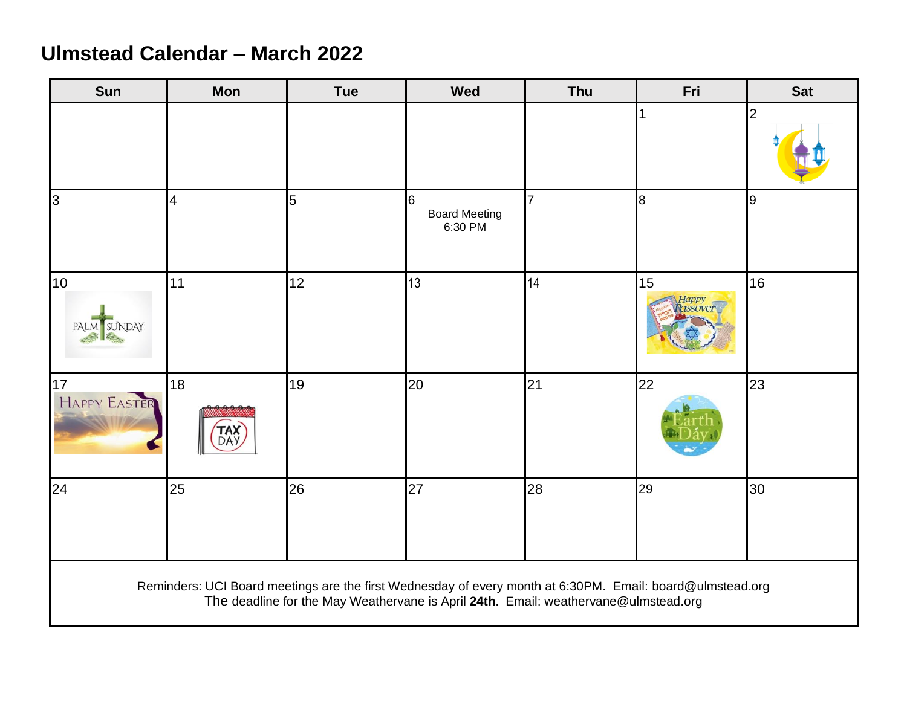# Ulmstead Calendar – March 2022

| Sun | Mon | Tue | Wed | Thu | Fri | Sat |
|---|---|---|---|---|---|---|
| | | | | | 1 | 2 |
| 3 | 4 | 5 | 6 Board Meeting 6:30 PM | 7 | 8 | 9 |
| 10 PALM SUNDAY | 11 | 12 | 13 | 14 | 15 Happy Passover | 16 |
| 17 HAPPY EASTER | 18 TAX DAY | 19 | 20 | 21 | 22 Earth Day | 23 |
| 24 | 25 | 26 | 27 | 28 | 29 | 30 |

Reminders: UCI Board meetings are the first Wednesday of every month at 6:30PM. Email: board@ulmstead.org
The deadline for the May Weathervane is April **24th**. Email: weathervane@ulmstead.org